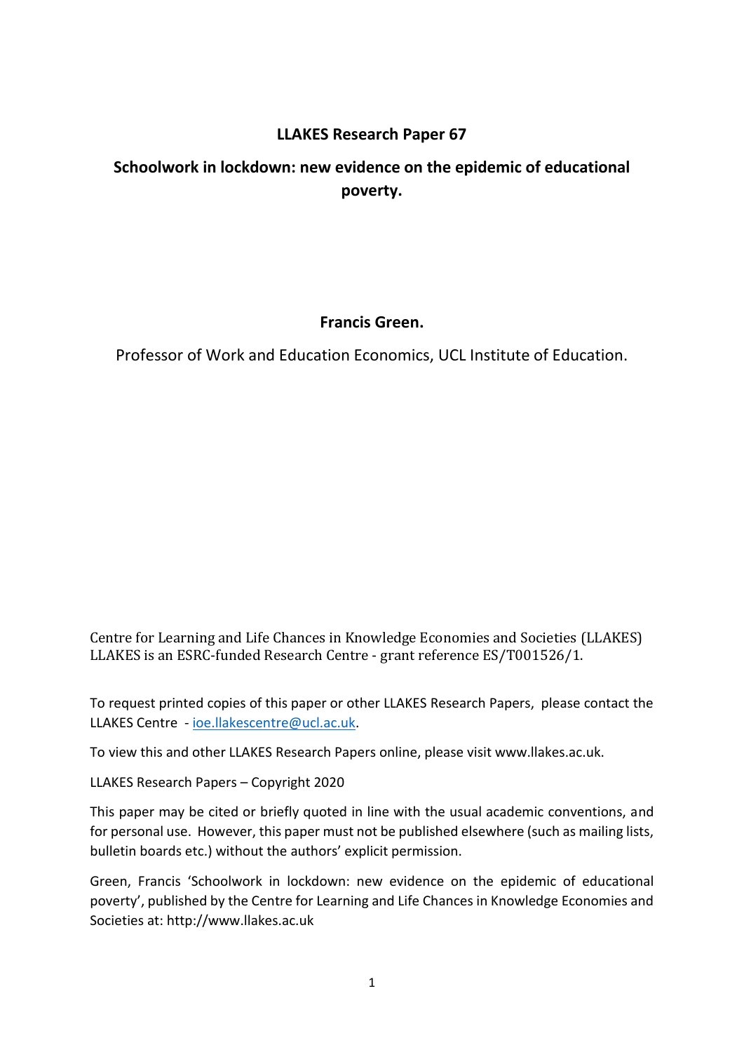**LLAKES Research Paper 67**

# Schoolwork in lockdown: new evidence on the epidemic of educational poverty.

**Francis Green.**

Professor of Work and Education Economics, UCL Institute of Education.

Centre for Learning and Life Chances in Knowledge Economies and Societies (LLAKES)
LLAKES is an ESRC-funded Research Centre - grant reference ES/T001526/1.

To request printed copies of this paper or other LLAKES Research Papers, please contact the LLAKES Centre - ioe.llakescentre@ucl.ac.uk.

To view this and other LLAKES Research Papers online, please visit www.llakes.ac.uk.

LLAKES Research Papers – Copyright 2020

This paper may be cited or briefly quoted in line with the usual academic conventions, and for personal use. However, this paper must not be published elsewhere (such as mailing lists, bulletin boards etc.) without the authors' explicit permission.

Green, Francis 'Schoolwork in lockdown: new evidence on the epidemic of educational poverty', published by the Centre for Learning and Life Chances in Knowledge Economies and Societies at: http://www.llakes.ac.uk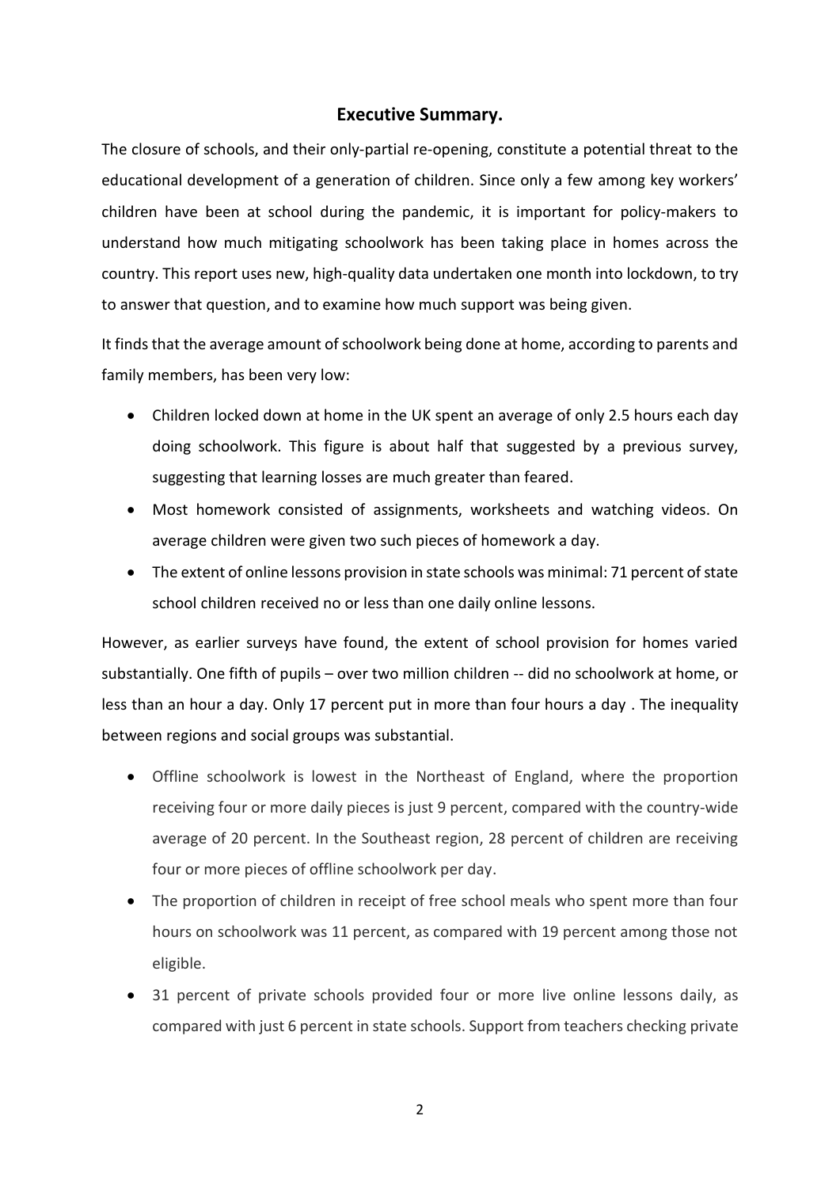## Executive Summary.

The closure of schools, and their only-partial re-opening, constitute a potential threat to the educational development of a generation of children. Since only a few among key workers' children have been at school during the pandemic, it is important for policy-makers to understand how much mitigating schoolwork has been taking place in homes across the country. This report uses new, high-quality data undertaken one month into lockdown, to try to answer that question, and to examine how much support was being given.

It finds that the average amount of schoolwork being done at home, according to parents and family members, has been very low:

- Children locked down at home in the UK spent an average of only 2.5 hours each day doing schoolwork. This figure is about half that suggested by a previous survey, suggesting that learning losses are much greater than feared.
- Most homework consisted of assignments, worksheets and watching videos. On average children were given two such pieces of homework a day.
- The extent of online lessons provision in state schools was minimal: 71 percent of state school children received no or less than one daily online lessons.

However, as earlier surveys have found, the extent of school provision for homes varied substantially. One fifth of pupils – over two million children -- did no schoolwork at home, or less than an hour a day. Only 17 percent put in more than four hours a day . The inequality between regions and social groups was substantial.

- Offline schoolwork is lowest in the Northeast of England, where the proportion receiving four or more daily pieces is just 9 percent, compared with the country-wide average of 20 percent. In the Southeast region, 28 percent of children are receiving four or more pieces of offline schoolwork per day.
- The proportion of children in receipt of free school meals who spent more than four hours on schoolwork was 11 percent, as compared with 19 percent among those not eligible.
- 31 percent of private schools provided four or more live online lessons daily, as compared with just 6 percent in state schools. Support from teachers checking private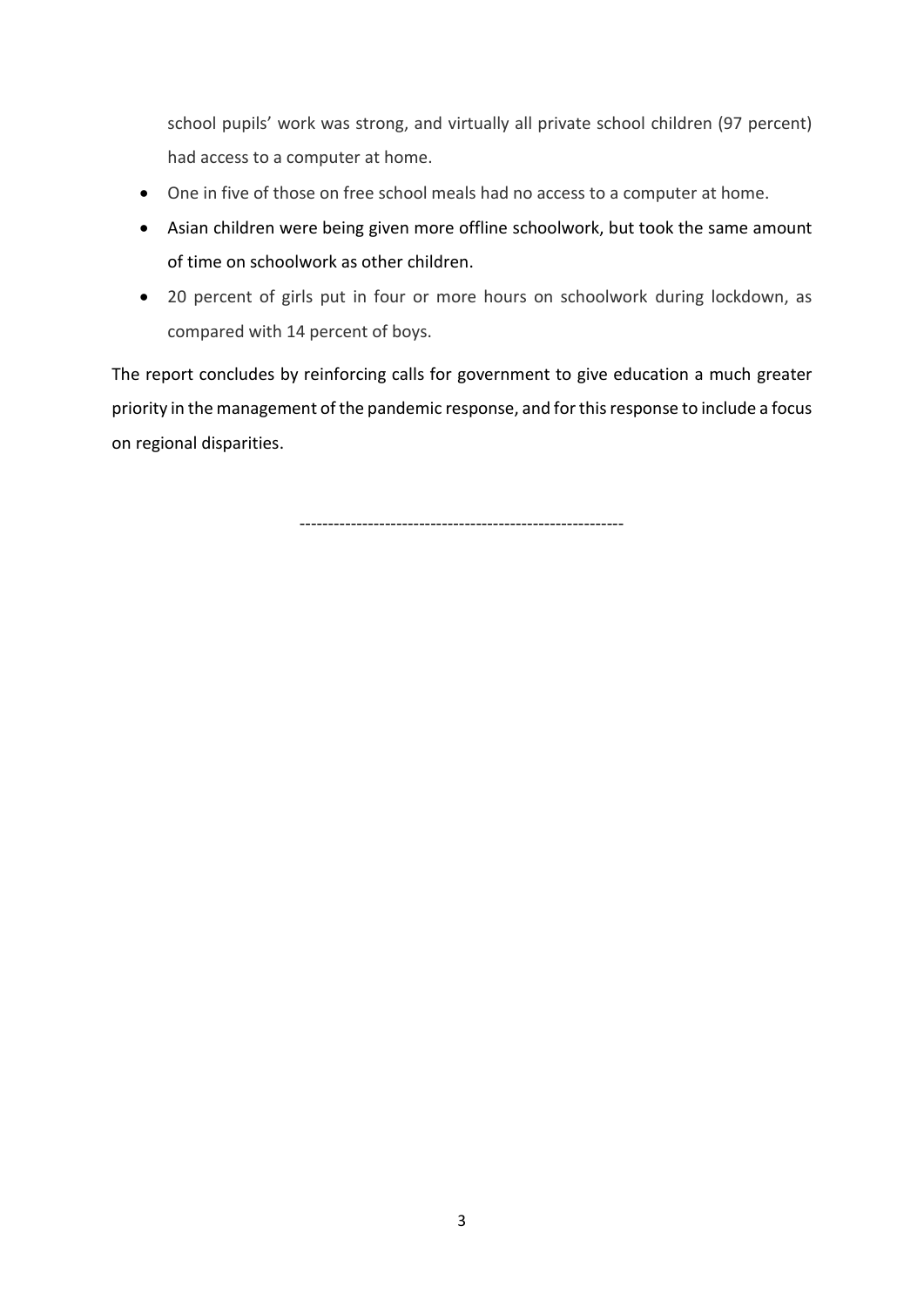school pupils' work was strong, and virtually all private school children (97 percent) had access to a computer at home.

- One in five of those on free school meals had no access to a computer at home.
- Asian children were being given more offline schoolwork, but took the same amount of time on schoolwork as other children.
- 20 percent of girls put in four or more hours on schoolwork during lockdown, as compared with 14 percent of boys.

The report concludes by reinforcing calls for government to give education a much greater priority in the management of the pandemic response, and for this response to include a focus on regional disparities.

---------------------------------------------------------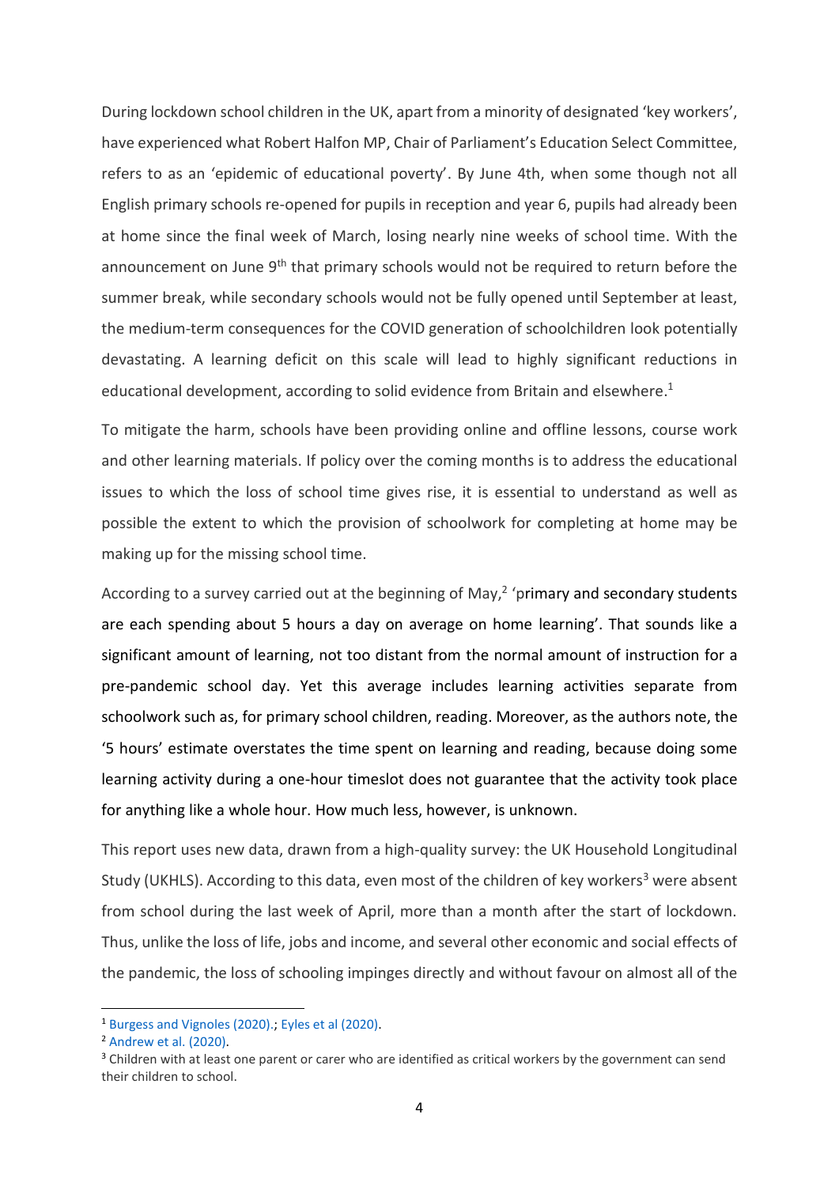During lockdown school children in the UK, apart from a minority of designated 'key workers', have experienced what Robert Halfon MP, Chair of Parliament's Education Select Committee, refers to as an 'epidemic of educational poverty'. By June 4th, when some though not all English primary schools re-opened for pupils in reception and year 6, pupils had already been at home since the final week of March, losing nearly nine weeks of school time. With the announcement on June 9th that primary schools would not be required to return before the summer break, while secondary schools would not be fully opened until September at least, the medium-term consequences for the COVID generation of schoolchildren look potentially devastating. A learning deficit on this scale will lead to highly significant reductions in educational development, according to solid evidence from Britain and elsewhere.[1]

To mitigate the harm, schools have been providing online and offline lessons, course work and other learning materials. If policy over the coming months is to address the educational issues to which the loss of school time gives rise, it is essential to understand as well as possible the extent to which the provision of schoolwork for completing at home may be making up for the missing school time.

According to a survey carried out at the beginning of May,[2] 'primary and secondary students are each spending about 5 hours a day on average on home learning'. That sounds like a significant amount of learning, not too distant from the normal amount of instruction for a pre-pandemic school day. Yet this average includes learning activities separate from schoolwork such as, for primary school children, reading. Moreover, as the authors note, the '5 hours' estimate overstates the time spent on learning and reading, because doing some learning activity during a one-hour timeslot does not guarantee that the activity took place for anything like a whole hour. How much less, however, is unknown.

This report uses new data, drawn from a high-quality survey: the UK Household Longitudinal Study (UKHLS). According to this data, even most of the children of key workers[3] were absent from school during the last week of April, more than a month after the start of lockdown. Thus, unlike the loss of life, jobs and income, and several other economic and social effects of the pandemic, the loss of schooling impinges directly and without favour on almost all of the

[1] Burgess and Vignoles (2020).; Eyles et al (2020).

[2] Andrew et al. (2020).

[3] Children with at least one parent or carer who are identified as critical workers by the government can send their children to school.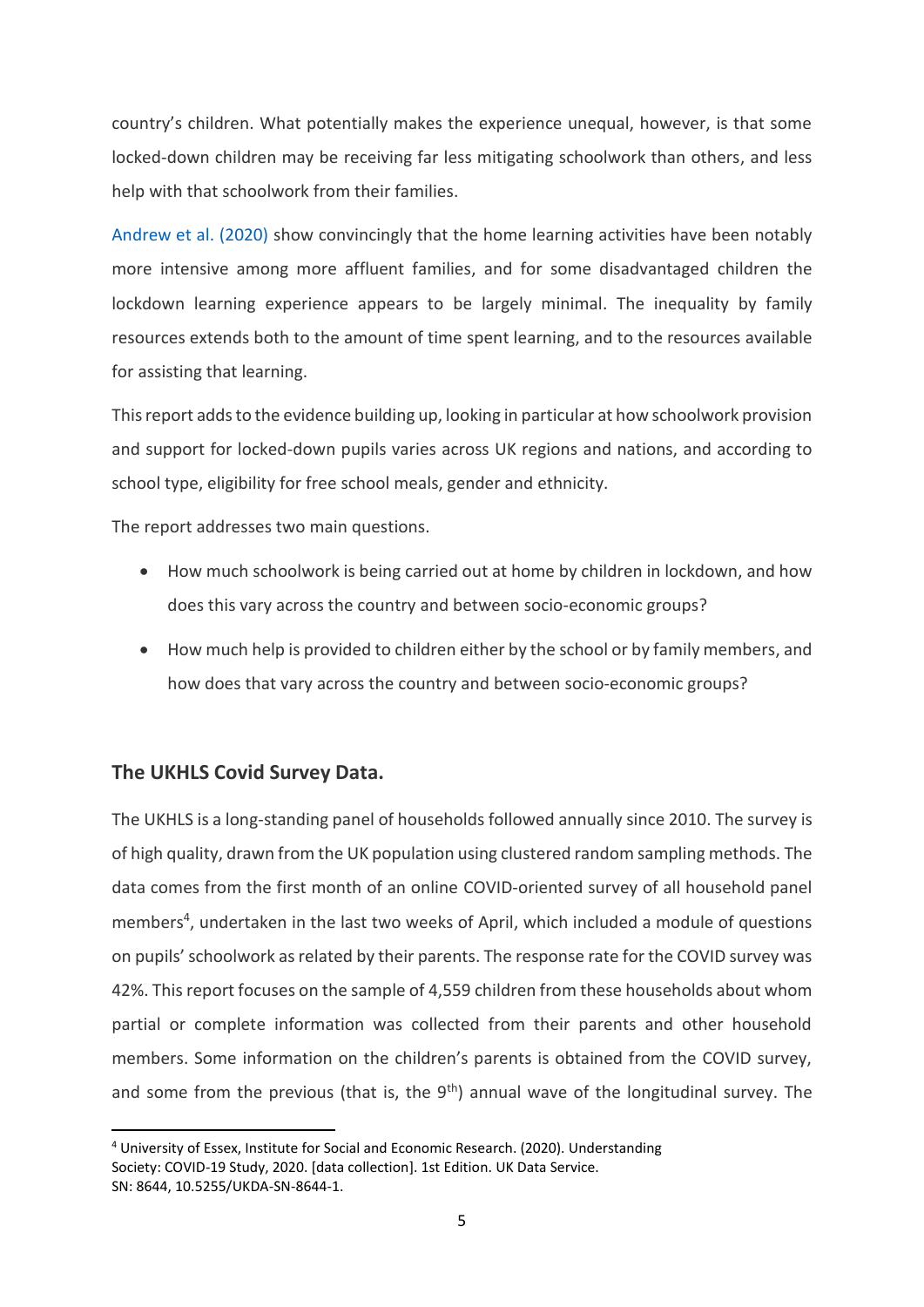country's children. What potentially makes the experience unequal, however, is that some locked-down children may be receiving far less mitigating schoolwork than others, and less help with that schoolwork from their families.

Andrew et al. (2020) show convincingly that the home learning activities have been notably more intensive among more affluent families, and for some disadvantaged children the lockdown learning experience appears to be largely minimal. The inequality by family resources extends both to the amount of time spent learning, and to the resources available for assisting that learning.

This report adds to the evidence building up, looking in particular at how schoolwork provision and support for locked-down pupils varies across UK regions and nations, and according to school type, eligibility for free school meals, gender and ethnicity.

The report addresses two main questions.

- How much schoolwork is being carried out at home by children in lockdown, and how does this vary across the country and between socio-economic groups?
- How much help is provided to children either by the school or by family members, and how does that vary across the country and between socio-economic groups?

## The UKHLS Covid Survey Data.

The UKHLS is a long-standing panel of households followed annually since 2010. The survey is of high quality, drawn from the UK population using clustered random sampling methods. The data comes from the first month of an online COVID-oriented survey of all household panel members[4], undertaken in the last two weeks of April, which included a module of questions on pupils' schoolwork as related by their parents. The response rate for the COVID survey was 42%. This report focuses on the sample of 4,559 children from these households about whom partial or complete information was collected from their parents and other household members. Some information on the children's parents is obtained from the COVID survey, and some from the previous (that is, the 9th) annual wave of the longitudinal survey. The

[4] University of Essex, Institute for Social and Economic Research. (2020). Understanding Society: COVID-19 Study, 2020. [data collection]. 1st Edition. UK Data Service. SN: 8644, 10.5255/UKDA-SN-8644-1.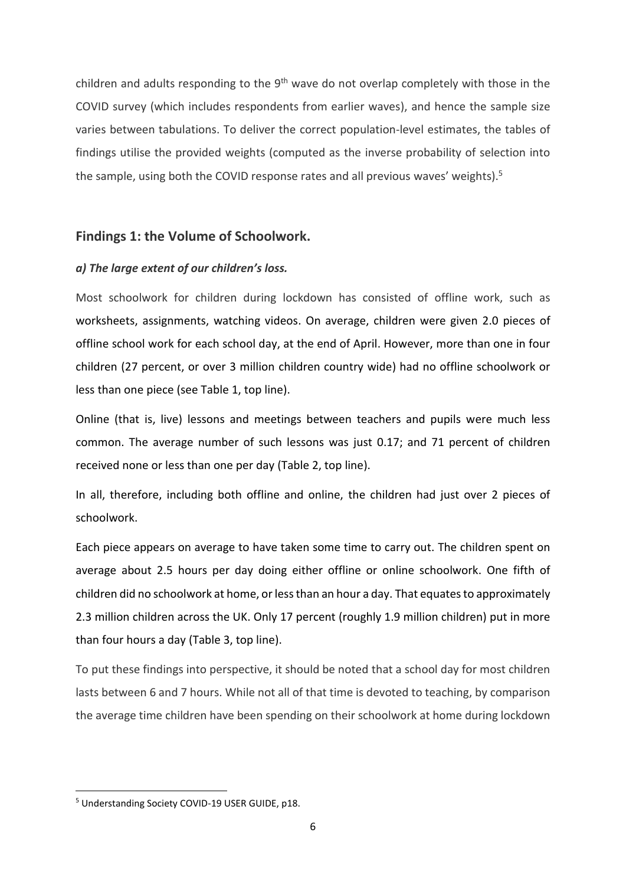children and adults responding to the 9th wave do not overlap completely with those in the COVID survey (which includes respondents from earlier waves), and hence the sample size varies between tabulations. To deliver the correct population-level estimates, the tables of findings utilise the provided weights (computed as the inverse probability of selection into the sample, using both the COVID response rates and all previous waves' weights).[5]

## Findings 1: the Volume of Schoolwork.

### *a) The large extent of our children's loss.*

Most schoolwork for children during lockdown has consisted of offline work, such as worksheets, assignments, watching videos. On average, children were given 2.0 pieces of offline school work for each school day, at the end of April. However, more than one in four children (27 percent, or over 3 million children country wide) had no offline schoolwork or less than one piece (see Table 1, top line).

Online (that is, live) lessons and meetings between teachers and pupils were much less common. The average number of such lessons was just 0.17; and 71 percent of children received none or less than one per day (Table 2, top line).

In all, therefore, including both offline and online, the children had just over 2 pieces of schoolwork.

Each piece appears on average to have taken some time to carry out. The children spent on average about 2.5 hours per day doing either offline or online schoolwork. One fifth of children did no schoolwork at home, or less than an hour a day. That equates to approximately 2.3 million children across the UK. Only 17 percent (roughly 1.9 million children) put in more than four hours a day (Table 3, top line).

To put these findings into perspective, it should be noted that a school day for most children lasts between 6 and 7 hours. While not all of that time is devoted to teaching, by comparison the average time children have been spending on their schoolwork at home during lockdown

---

[5] Understanding Society COVID-19 USER GUIDE, p18.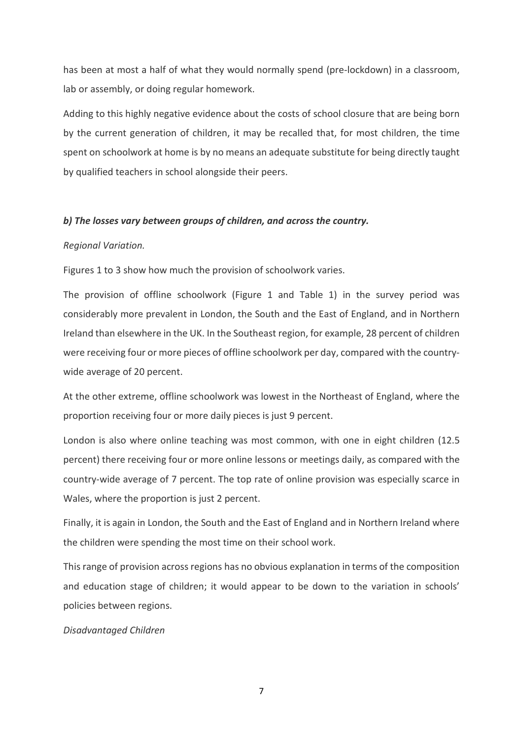has been at most a half of what they would normally spend (pre-lockdown) in a classroom, lab or assembly, or doing regular homework.

Adding to this highly negative evidence about the costs of school closure that are being born by the current generation of children, it may be recalled that, for most children, the time spent on schoolwork at home is by no means an adequate substitute for being directly taught by qualified teachers in school alongside their peers.

***b) The losses vary between groups of children, and across the country.***

*Regional Variation.*

Figures 1 to 3 show how much the provision of schoolwork varies.

The provision of offline schoolwork (Figure 1 and Table 1) in the survey period was considerably more prevalent in London, the South and the East of England, and in Northern Ireland than elsewhere in the UK. In the Southeast region, for example, 28 percent of children were receiving four or more pieces of offline schoolwork per day, compared with the country-wide average of 20 percent.

At the other extreme, offline schoolwork was lowest in the Northeast of England, where the proportion receiving four or more daily pieces is just 9 percent.

London is also where online teaching was most common, with one in eight children (12.5 percent) there receiving four or more online lessons or meetings daily, as compared with the country-wide average of 7 percent. The top rate of online provision was especially scarce in Wales, where the proportion is just 2 percent.

Finally, it is again in London, the South and the East of England and in Northern Ireland where the children were spending the most time on their school work.

This range of provision across regions has no obvious explanation in terms of the composition and education stage of children; it would appear to be down to the variation in schools' policies between regions.

*Disadvantaged Children*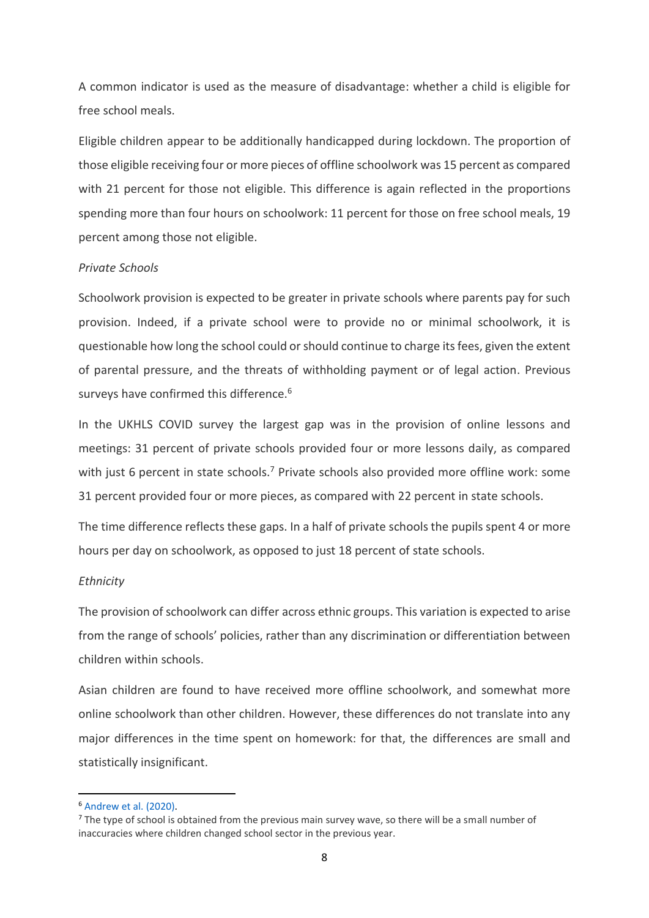A common indicator is used as the measure of disadvantage: whether a child is eligible for free school meals.

Eligible children appear to be additionally handicapped during lockdown. The proportion of those eligible receiving four or more pieces of offline schoolwork was 15 percent as compared with 21 percent for those not eligible. This difference is again reflected in the proportions spending more than four hours on schoolwork: 11 percent for those on free school meals, 19 percent among those not eligible.

*Private Schools*

Schoolwork provision is expected to be greater in private schools where parents pay for such provision. Indeed, if a private school were to provide no or minimal schoolwork, it is questionable how long the school could or should continue to charge its fees, given the extent of parental pressure, and the threats of withholding payment or of legal action. Previous surveys have confirmed this difference.[6]

In the UKHLS COVID survey the largest gap was in the provision of online lessons and meetings: 31 percent of private schools provided four or more lessons daily, as compared with just 6 percent in state schools.[7] Private schools also provided more offline work: some 31 percent provided four or more pieces, as compared with 22 percent in state schools.

The time difference reflects these gaps. In a half of private schools the pupils spent 4 or more hours per day on schoolwork, as opposed to just 18 percent of state schools.

*Ethnicity*

The provision of schoolwork can differ across ethnic groups. This variation is expected to arise from the range of schools' policies, rather than any discrimination or differentiation between children within schools.

Asian children are found to have received more offline schoolwork, and somewhat more online schoolwork than other children. However, these differences do not translate into any major differences in the time spent on homework: for that, the differences are small and statistically insignificant.

---

[6] Andrew et al. (2020).

[7] The type of school is obtained from the previous main survey wave, so there will be a small number of inaccuracies where children changed school sector in the previous year.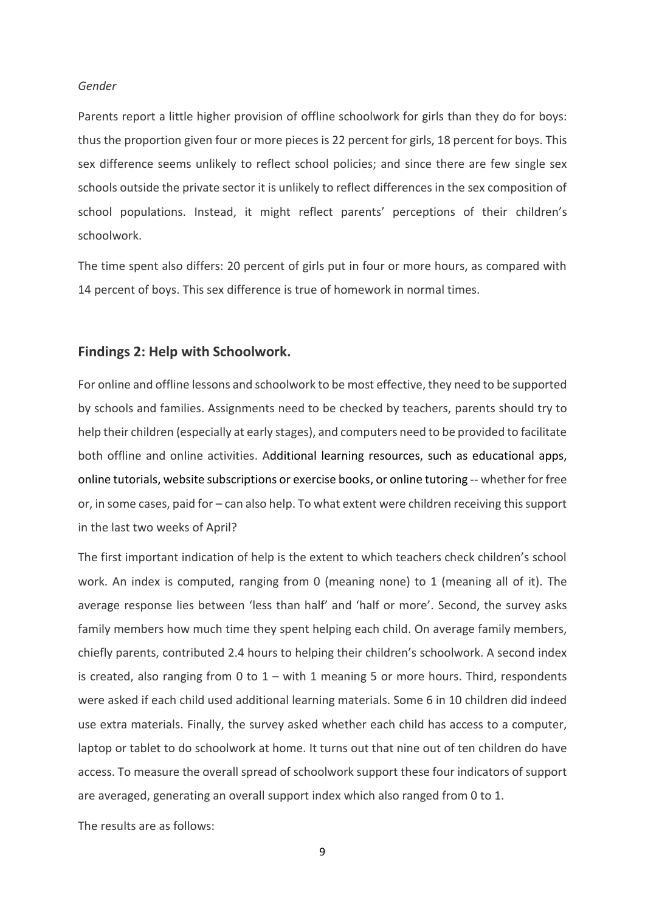*Gender*

Parents report a little higher provision of offline schoolwork for girls than they do for boys: thus the proportion given four or more pieces is 22 percent for girls, 18 percent for boys. This sex difference seems unlikely to reflect school policies; and since there are few single sex schools outside the private sector it is unlikely to reflect differences in the sex composition of school populations. Instead, it might reflect parents' perceptions of their children's schoolwork.

The time spent also differs: 20 percent of girls put in four or more hours, as compared with 14 percent of boys. This sex difference is true of homework in normal times.

## Findings 2: Help with Schoolwork.

For online and offline lessons and schoolwork to be most effective, they need to be supported by schools and families. Assignments need to be checked by teachers, parents should try to help their children (especially at early stages), and computers need to be provided to facilitate both offline and online activities. Additional learning resources, such as educational apps, online tutorials, website subscriptions or exercise books, or online tutoring -- whether for free or, in some cases, paid for – can also help. To what extent were children receiving this support in the last two weeks of April?

The first important indication of help is the extent to which teachers check children's school work. An index is computed, ranging from 0 (meaning none) to 1 (meaning all of it). The average response lies between 'less than half' and 'half or more'. Second, the survey asks family members how much time they spent helping each child. On average family members, chiefly parents, contributed 2.4 hours to helping their children's schoolwork. A second index is created, also ranging from 0 to 1 – with 1 meaning 5 or more hours. Third, respondents were asked if each child used additional learning materials. Some 6 in 10 children did indeed use extra materials. Finally, the survey asked whether each child has access to a computer, laptop or tablet to do schoolwork at home. It turns out that nine out of ten children do have access. To measure the overall spread of schoolwork support these four indicators of support are averaged, generating an overall support index which also ranged from 0 to 1.

The results are as follows: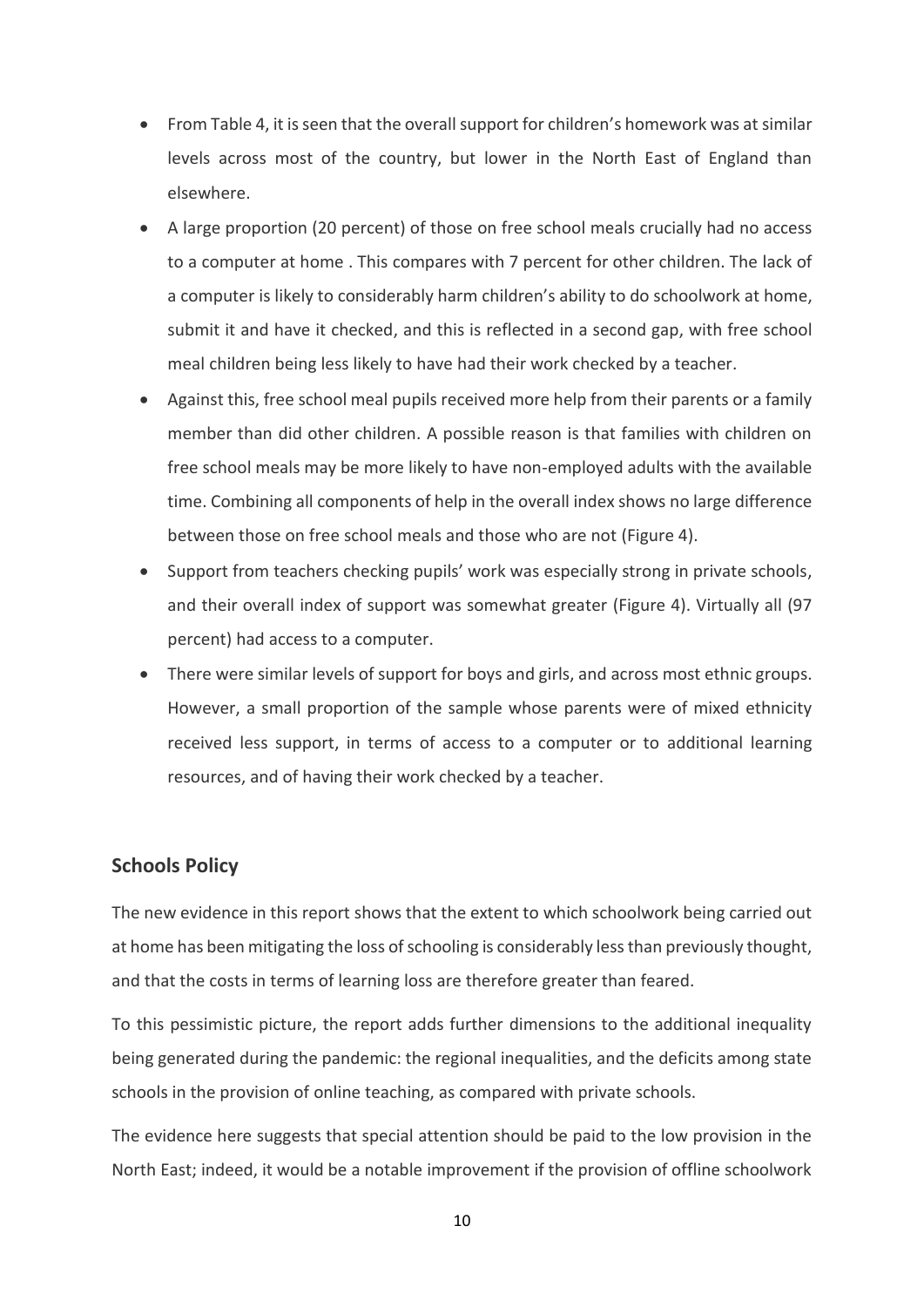- From Table 4, it is seen that the overall support for children's homework was at similar levels across most of the country, but lower in the North East of England than elsewhere.
- A large proportion (20 percent) of those on free school meals crucially had no access to a computer at home . This compares with 7 percent for other children. The lack of a computer is likely to considerably harm children's ability to do schoolwork at home, submit it and have it checked, and this is reflected in a second gap, with free school meal children being less likely to have had their work checked by a teacher.
- Against this, free school meal pupils received more help from their parents or a family member than did other children. A possible reason is that families with children on free school meals may be more likely to have non-employed adults with the available time. Combining all components of help in the overall index shows no large difference between those on free school meals and those who are not (Figure 4).
- Support from teachers checking pupils' work was especially strong in private schools, and their overall index of support was somewhat greater (Figure 4). Virtually all (97 percent) had access to a computer.
- There were similar levels of support for boys and girls, and across most ethnic groups. However, a small proportion of the sample whose parents were of mixed ethnicity received less support, in terms of access to a computer or to additional learning resources, and of having their work checked by a teacher.

## Schools Policy

The new evidence in this report shows that the extent to which schoolwork being carried out at home has been mitigating the loss of schooling is considerably less than previously thought, and that the costs in terms of learning loss are therefore greater than feared.

To this pessimistic picture, the report adds further dimensions to the additional inequality being generated during the pandemic: the regional inequalities, and the deficits among state schools in the provision of online teaching, as compared with private schools.

The evidence here suggests that special attention should be paid to the low provision in the North East; indeed, it would be a notable improvement if the provision of offline schoolwork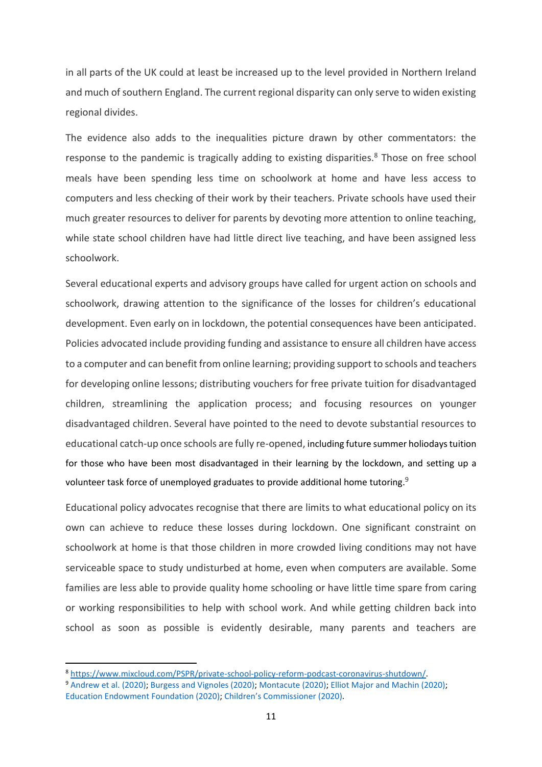in all parts of the UK could at least be increased up to the level provided in Northern Ireland and much of southern England. The current regional disparity can only serve to widen existing regional divides.

The evidence also adds to the inequalities picture drawn by other commentators: the response to the pandemic is tragically adding to existing disparities.[8] Those on free school meals have been spending less time on schoolwork at home and have less access to computers and less checking of their work by their teachers. Private schools have used their much greater resources to deliver for parents by devoting more attention to online teaching, while state school children have had little direct live teaching, and have been assigned less schoolwork.

Several educational experts and advisory groups have called for urgent action on schools and schoolwork, drawing attention to the significance of the losses for children's educational development. Even early on in lockdown, the potential consequences have been anticipated. Policies advocated include providing funding and assistance to ensure all children have access to a computer and can benefit from online learning; providing support to schools and teachers for developing online lessons; distributing vouchers for free private tuition for disadvantaged children, streamlining the application process; and focusing resources on younger disadvantaged children. Several have pointed to the need to devote substantial resources to educational catch-up once schools are fully re-opened, including future summer holiodays tuition for those who have been most disadvantaged in their learning by the lockdown, and setting up a volunteer task force of unemployed graduates to provide additional home tutoring.[9]

Educational policy advocates recognise that there are limits to what educational policy on its own can achieve to reduce these losses during lockdown. One significant constraint on schoolwork at home is that those children in more crowded living conditions may not have serviceable space to study undisturbed at home, even when computers are available. Some families are less able to provide quality home schooling or have little time spare from caring or working responsibilities to help with school work. And while getting children back into school as soon as possible is evidently desirable, many parents and teachers are

---

[8] https://www.mixcloud.com/PSPR/private-school-policy-reform-podcast-coronavirus-shutdown/.

[9] Andrew et al. (2020); Burgess and Vignoles (2020); Montacute (2020); Elliot Major and Machin (2020); Education Endowment Foundation (2020); Children's Commissioner (2020).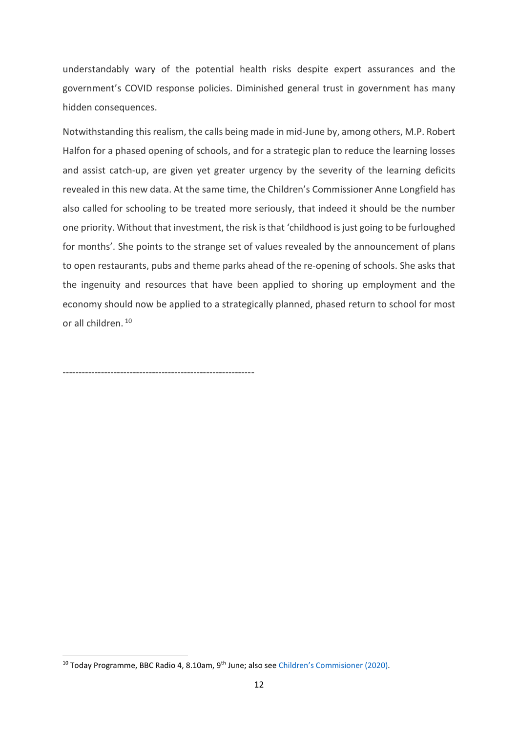understandably wary of the potential health risks despite expert assurances and the government's COVID response policies. Diminished general trust in government has many hidden consequences.

Notwithstanding this realism, the calls being made in mid-June by, among others, M.P. Robert Halfon for a phased opening of schools, and for a strategic plan to reduce the learning losses and assist catch-up, are given yet greater urgency by the severity of the learning deficits revealed in this new data. At the same time, the Children's Commissioner Anne Longfield has also called for schooling to be treated more seriously, that indeed it should be the number one priority. Without that investment, the risk is that 'childhood is just going to be furloughed for months'. She points to the strange set of values revealed by the announcement of plans to open restaurants, pubs and theme parks ahead of the re-opening of schools. She asks that the ingenuity and resources that have been applied to shoring up employment and the economy should now be applied to a strategically planned, phased return to school for most or all children. [10]

-----------------------------------------------------------

[10] Today Programme, BBC Radio 4, 8.10am, 9th June; also see Children's Commisioner (2020).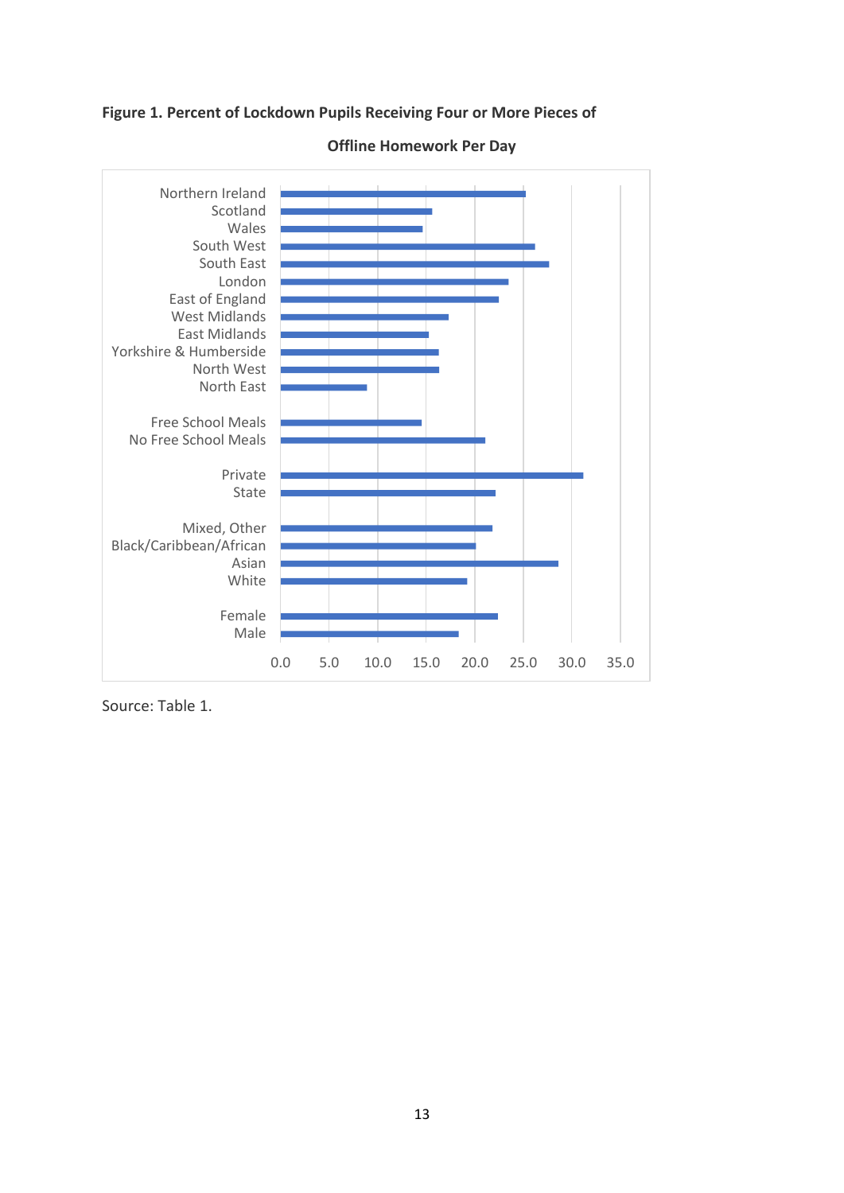**Figure 1. Percent of Lockdown Pupils Receiving Four or More Pieces of Offline Homework Per Day**

Source: Table 1.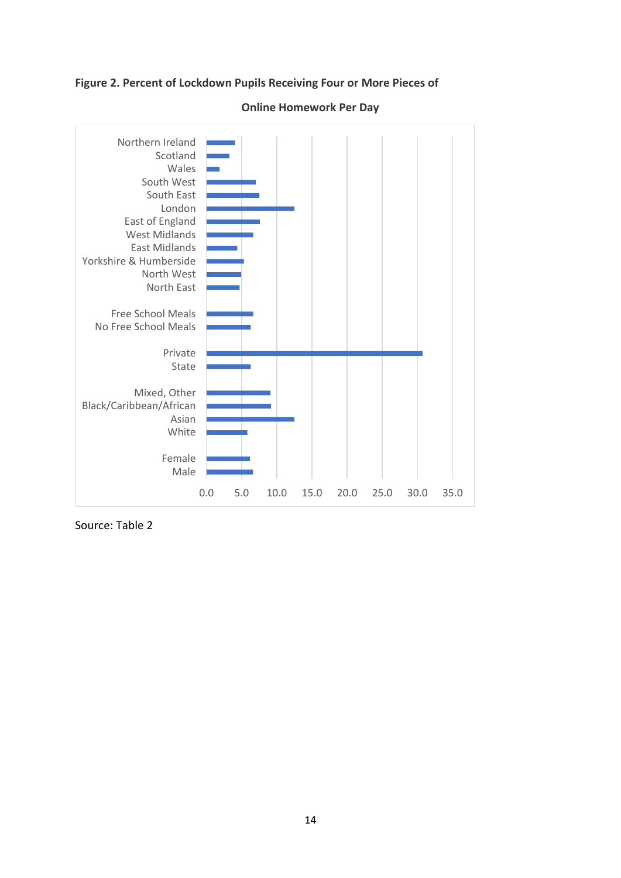**Figure 2. Percent of Lockdown Pupils Receiving Four or More Pieces of Online Homework Per Day**

Source: Table 2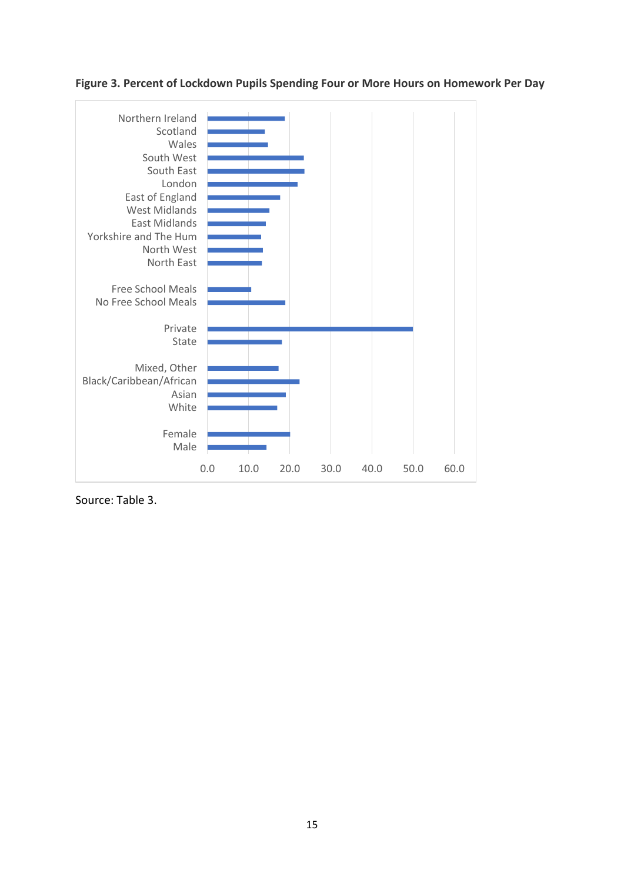**Figure 3. Percent of Lockdown Pupils Spending Four or More Hours on Homework Per Day**

Source: Table 3.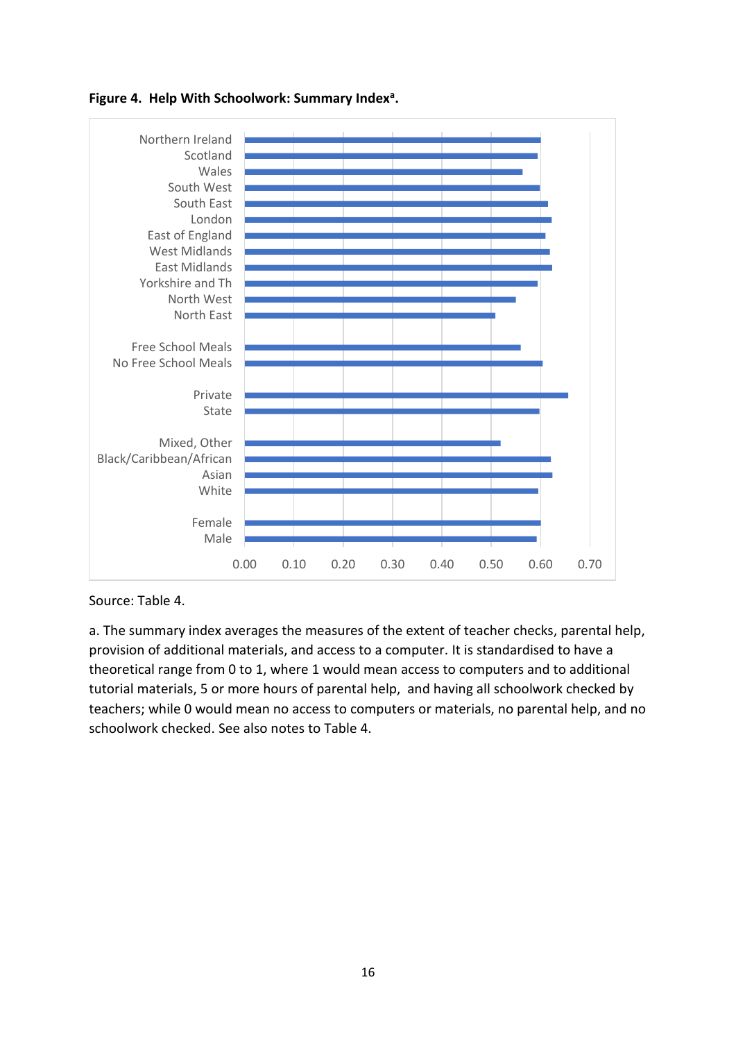**Figure 4. Help With Schoolwork: Summary Index[a].**

Source: Table 4.

a. The summary index averages the measures of the extent of teacher checks, parental help, provision of additional materials, and access to a computer. It is standardised to have a theoretical range from 0 to 1, where 1 would mean access to computers and to additional tutorial materials, 5 or more hours of parental help, and having all schoolwork checked by teachers; while 0 would mean no access to computers or materials, no parental help, and no schoolwork checked. See also notes to Table 4.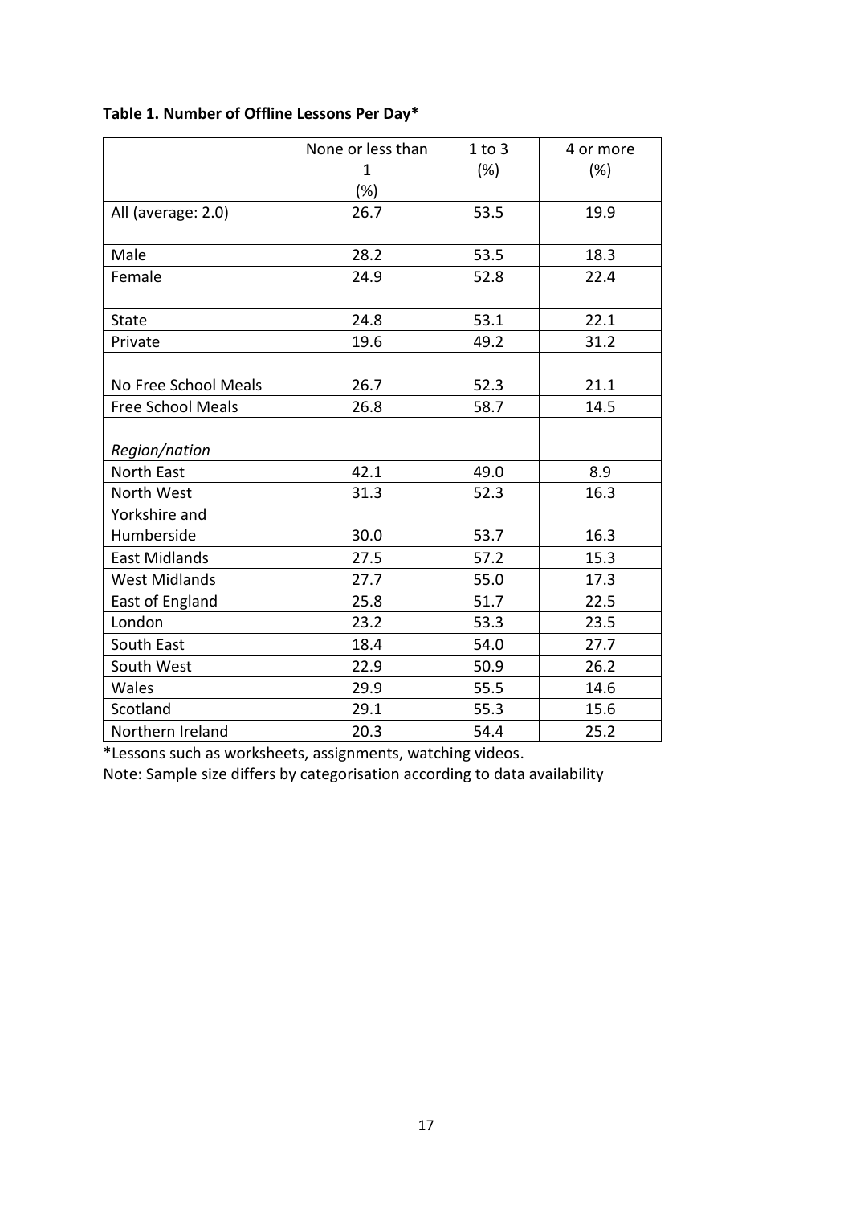**Table 1. Number of Offline Lessons Per Day***

| | None or less than 1 (%) | 1 to 3 (%) | 4 or more (%) |
|---|---|---|---|
| All (average: 2.0) | 26.7 | 53.5 | 19.9 |
| | | | |
| Male | 28.2 | 53.5 | 18.3 |
| Female | 24.9 | 52.8 | 22.4 |
| | | | |
| State | 24.8 | 53.1 | 22.1 |
| Private | 19.6 | 49.2 | 31.2 |
| | | | |
| No Free School Meals | 26.7 | 52.3 | 21.1 |
| Free School Meals | 26.8 | 58.7 | 14.5 |
| | | | |
| *Region/nation* | | | |
| North East | 42.1 | 49.0 | 8.9 |
| North West | 31.3 | 52.3 | 16.3 |
| Yorkshire and Humberside | 30.0 | 53.7 | 16.3 |
| East Midlands | 27.5 | 57.2 | 15.3 |
| West Midlands | 27.7 | 55.0 | 17.3 |
| East of England | 25.8 | 51.7 | 22.5 |
| London | 23.2 | 53.3 | 23.5 |
| South East | 18.4 | 54.0 | 27.7 |
| South West | 22.9 | 50.9 | 26.2 |
| Wales | 29.9 | 55.5 | 14.6 |
| Scotland | 29.1 | 55.3 | 15.6 |
| Northern Ireland | 20.3 | 54.4 | 25.2 |

*Lessons such as worksheets, assignments, watching videos.

Note: Sample size differs by categorisation according to data availability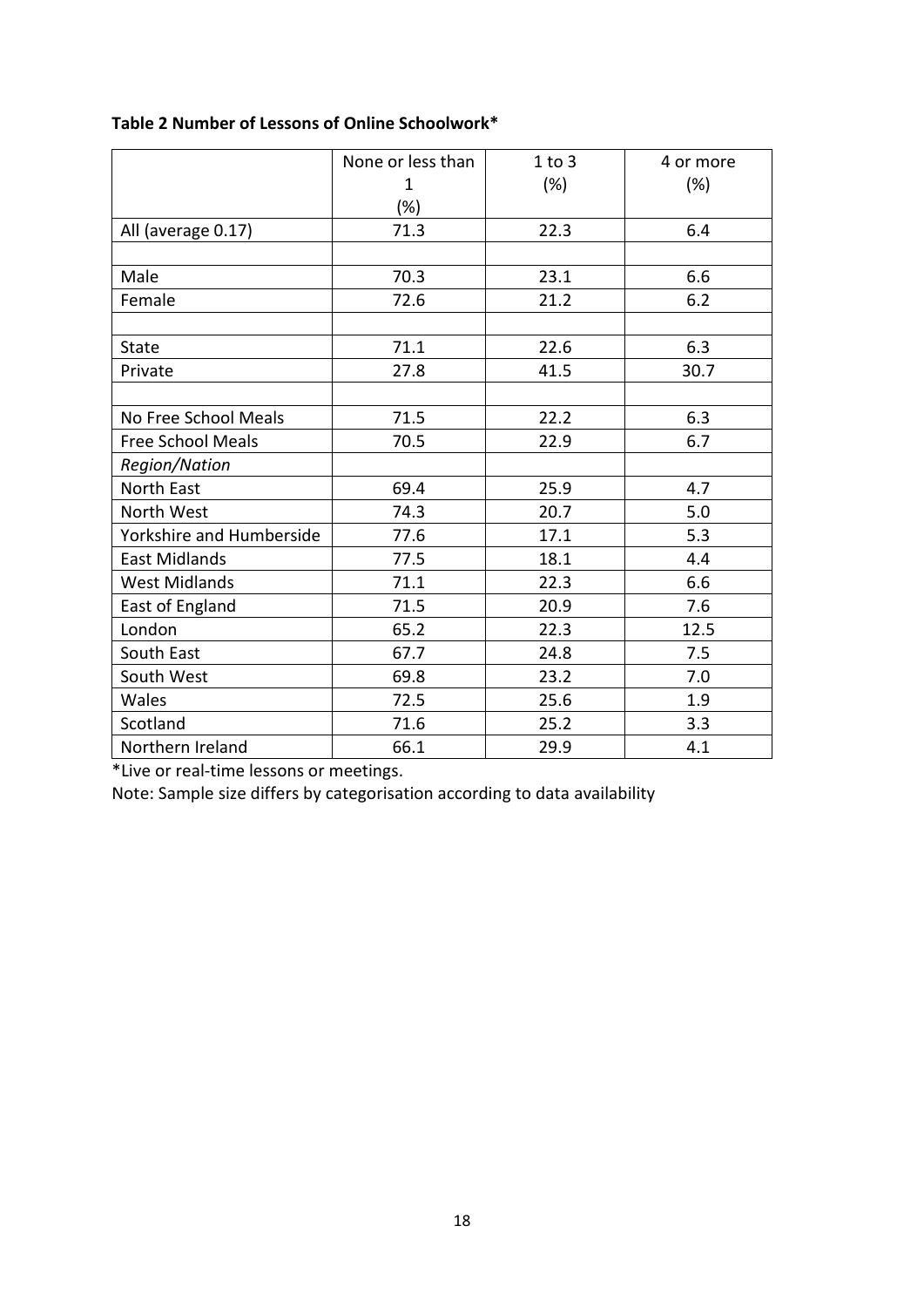**Table 2 Number of Lessons of Online Schoolwork***

| | None or less than 1 (%) | 1 to 3 (%) | 4 or more (%) |
|---|---|---|---|
| All (average 0.17) | 71.3 | 22.3 | 6.4 |
| | | | |
| Male | 70.3 | 23.1 | 6.6 |
| Female | 72.6 | 21.2 | 6.2 |
| | | | |
| State | 71.1 | 22.6 | 6.3 |
| Private | 27.8 | 41.5 | 30.7 |
| | | | |
| No Free School Meals | 71.5 | 22.2 | 6.3 |
| Free School Meals | 70.5 | 22.9 | 6.7 |
| *Region/Nation* | | | |
| North East | 69.4 | 25.9 | 4.7 |
| North West | 74.3 | 20.7 | 5.0 |
| Yorkshire and Humberside | 77.6 | 17.1 | 5.3 |
| East Midlands | 77.5 | 18.1 | 4.4 |
| West Midlands | 71.1 | 22.3 | 6.6 |
| East of England | 71.5 | 20.9 | 7.6 |
| London | 65.2 | 22.3 | 12.5 |
| South East | 67.7 | 24.8 | 7.5 |
| South West | 69.8 | 23.2 | 7.0 |
| Wales | 72.5 | 25.6 | 1.9 |
| Scotland | 71.6 | 25.2 | 3.3 |
| Northern Ireland | 66.1 | 29.9 | 4.1 |

*Live or real-time lessons or meetings.

Note: Sample size differs by categorisation according to data availability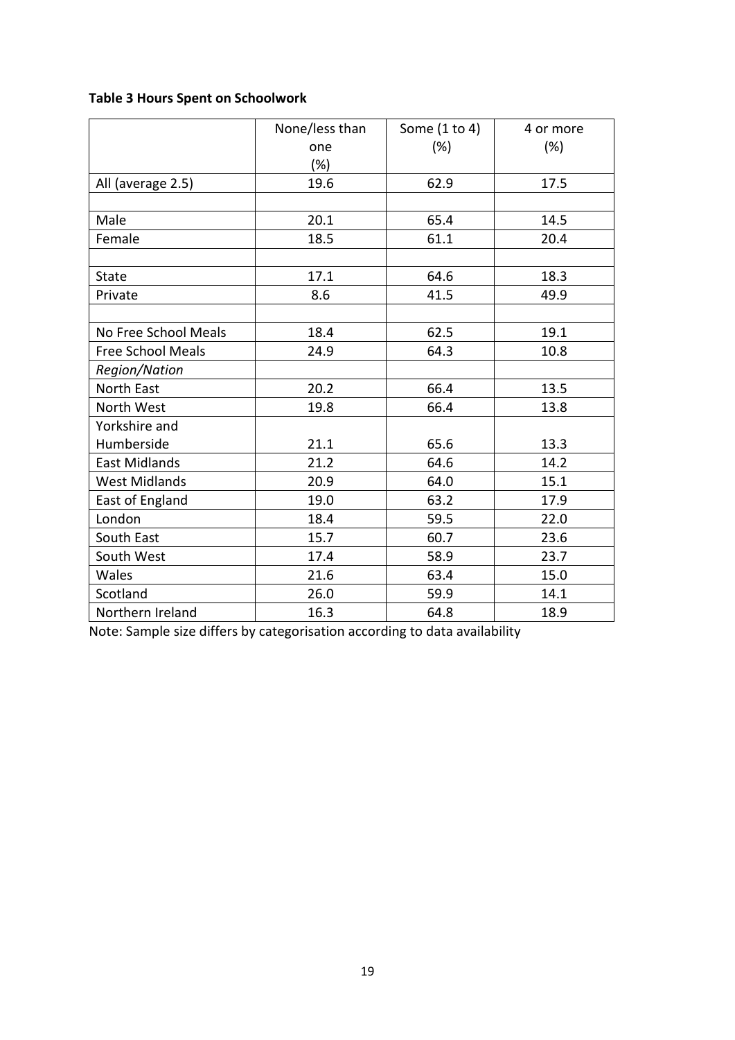**Table 3 Hours Spent on Schoolwork**

| | None/less than one (%) | Some (1 to 4) (%) | 4 or more (%) |
|---|---|---|---|
| All (average 2.5) | 19.6 | 62.9 | 17.5 |
| | | | |
| Male | 20.1 | 65.4 | 14.5 |
| Female | 18.5 | 61.1 | 20.4 |
| | | | |
| State | 17.1 | 64.6 | 18.3 |
| Private | 8.6 | 41.5 | 49.9 |
| | | | |
| No Free School Meals | 18.4 | 62.5 | 19.1 |
| Free School Meals | 24.9 | 64.3 | 10.8 |
| *Region/Nation* | | | |
| North East | 20.2 | 66.4 | 13.5 |
| North West | 19.8 | 66.4 | 13.8 |
| Yorkshire and Humberside | 21.1 | 65.6 | 13.3 |
| East Midlands | 21.2 | 64.6 | 14.2 |
| West Midlands | 20.9 | 64.0 | 15.1 |
| East of England | 19.0 | 63.2 | 17.9 |
| London | 18.4 | 59.5 | 22.0 |
| South East | 15.7 | 60.7 | 23.6 |
| South West | 17.4 | 58.9 | 23.7 |
| Wales | 21.6 | 63.4 | 15.0 |
| Scotland | 26.0 | 59.9 | 14.1 |
| Northern Ireland | 16.3 | 64.8 | 18.9 |

Note: Sample size differs by categorisation according to data availability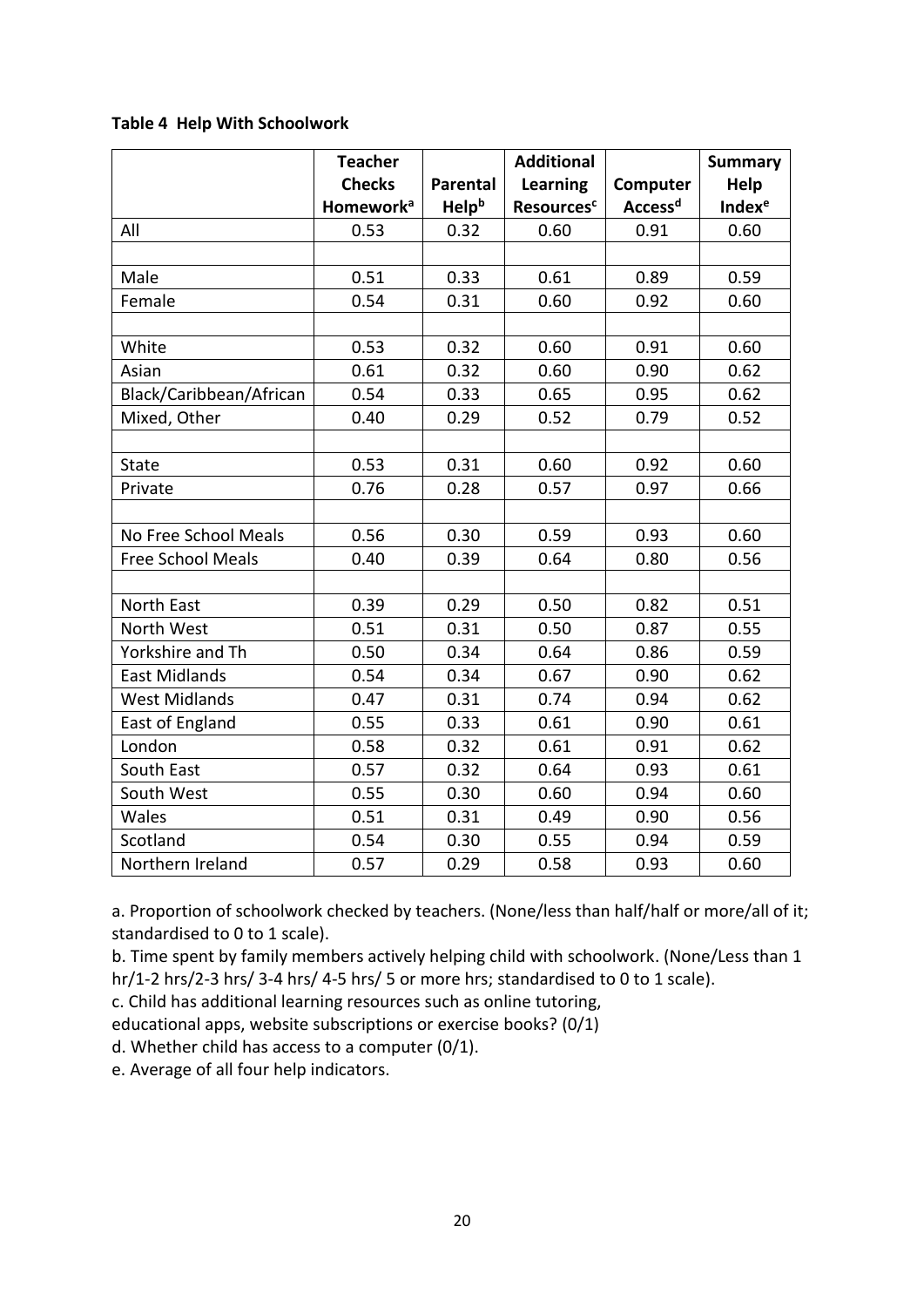**Table 4 Help With Schoolwork**

| | Teacher Checks Homework[a] | Parental Help[b] | Additional Learning Resources[c] | Computer Access[d] | Summary Help Index[e] |
|---|---|---|---|---|---|
| All | 0.53 | 0.32 | 0.60 | 0.91 | 0.60 |
| | | | | | |
| Male | 0.51 | 0.33 | 0.61 | 0.89 | 0.59 |
| Female | 0.54 | 0.31 | 0.60 | 0.92 | 0.60 |
| | | | | | |
| White | 0.53 | 0.32 | 0.60 | 0.91 | 0.60 |
| Asian | 0.61 | 0.32 | 0.60 | 0.90 | 0.62 |
| Black/Caribbean/African | 0.54 | 0.33 | 0.65 | 0.95 | 0.62 |
| Mixed, Other | 0.40 | 0.29 | 0.52 | 0.79 | 0.52 |
| | | | | | |
| State | 0.53 | 0.31 | 0.60 | 0.92 | 0.60 |
| Private | 0.76 | 0.28 | 0.57 | 0.97 | 0.66 |
| | | | | | |
| No Free School Meals | 0.56 | 0.30 | 0.59 | 0.93 | 0.60 |
| Free School Meals | 0.40 | 0.39 | 0.64 | 0.80 | 0.56 |
| | | | | | |
| North East | 0.39 | 0.29 | 0.50 | 0.82 | 0.51 |
| North West | 0.51 | 0.31 | 0.50 | 0.87 | 0.55 |
| Yorkshire and Th | 0.50 | 0.34 | 0.64 | 0.86 | 0.59 |
| East Midlands | 0.54 | 0.34 | 0.67 | 0.90 | 0.62 |
| West Midlands | 0.47 | 0.31 | 0.74 | 0.94 | 0.62 |
| East of England | 0.55 | 0.33 | 0.61 | 0.90 | 0.61 |
| London | 0.58 | 0.32 | 0.61 | 0.91 | 0.62 |
| South East | 0.57 | 0.32 | 0.64 | 0.93 | 0.61 |
| South West | 0.55 | 0.30 | 0.60 | 0.94 | 0.60 |
| Wales | 0.51 | 0.31 | 0.49 | 0.90 | 0.56 |
| Scotland | 0.54 | 0.30 | 0.55 | 0.94 | 0.59 |
| Northern Ireland | 0.57 | 0.29 | 0.58 | 0.93 | 0.60 |

a. Proportion of schoolwork checked by teachers. (None/less than half/half or more/all of it; standardised to 0 to 1 scale).
b. Time spent by family members actively helping child with schoolwork. (None/Less than 1 hr/1-2 hrs/2-3 hrs/ 3-4 hrs/ 4-5 hrs/ 5 or more hrs; standardised to 0 to 1 scale).
c. Child has additional learning resources such as online tutoring, educational apps, website subscriptions or exercise books? (0/1)
d. Whether child has access to a computer (0/1).
e. Average of all four help indicators.